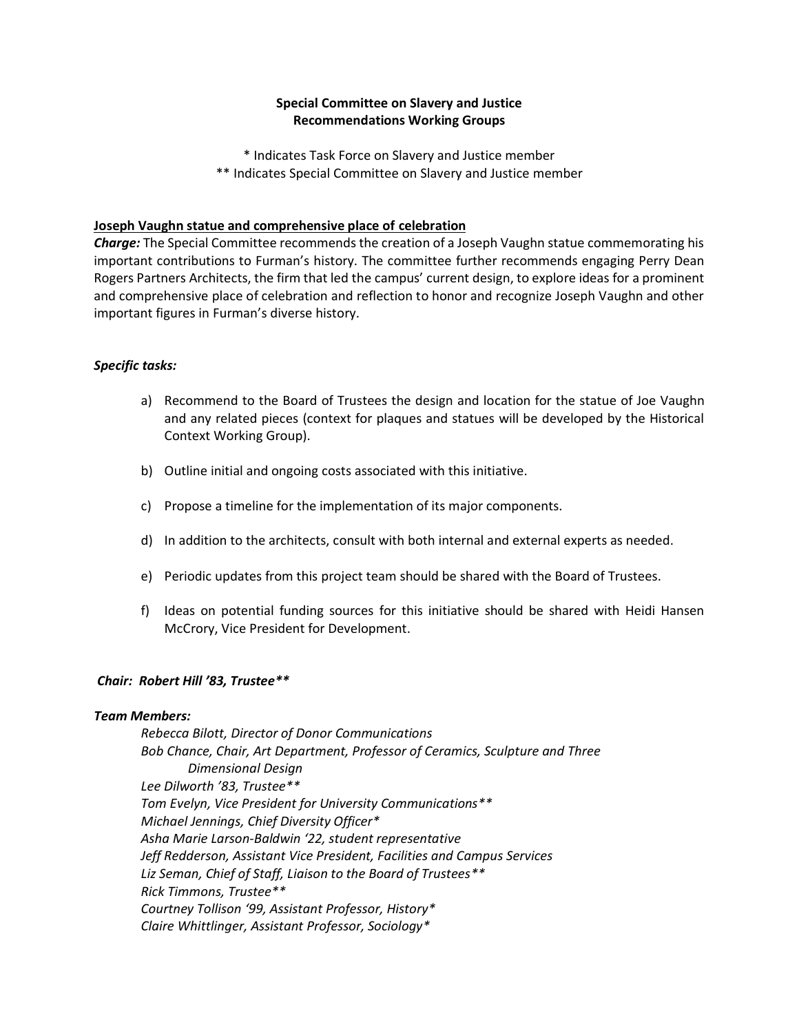**Special Committee on Slavery and Justice**
**Recommendations Working Groups**

* Indicates Task Force on Slavery and Justice member
** Indicates Special Committee on Slavery and Justice member

<u>**Joseph Vaughn statue and comprehensive place of celebration**</u>

***Charge:*** The Special Committee recommends the creation of a Joseph Vaughn statue commemorating his important contributions to Furman's history. The committee further recommends engaging Perry Dean Rogers Partners Architects, the firm that led the campus' current design, to explore ideas for a prominent and comprehensive place of celebration and reflection to honor and recognize Joseph Vaughn and other important figures in Furman's diverse history.

***Specific tasks:***

a) Recommend to the Board of Trustees the design and location for the statue of Joe Vaughn and any related pieces (context for plaques and statues will be developed by the Historical Context Working Group).

b) Outline initial and ongoing costs associated with this initiative.

c) Propose a timeline for the implementation of its major components.

d) In addition to the architects, consult with both internal and external experts as needed.

e) Periodic updates from this project team should be shared with the Board of Trustees.

f) Ideas on potential funding sources for this initiative should be shared with Heidi Hansen McCrory, Vice President for Development.

***Chair: Robert Hill '83, Trustee****

***Team Members:***

*Rebecca Bilott, Director of Donor Communications*
*Bob Chance, Chair, Art Department, Professor of Ceramics, Sculpture and Three Dimensional Design*
*Lee Dilworth '83, Trustee***
*Tom Evelyn, Vice President for University Communications***
*Michael Jennings, Chief Diversity Officer**
*Asha Marie Larson-Baldwin '22, student representative*
*Jeff Redderson, Assistant Vice President, Facilities and Campus Services*
*Liz Seman, Chief of Staff, Liaison to the Board of Trustees***
*Rick Timmons, Trustee***
*Courtney Tollison '99, Assistant Professor, History**
*Claire Whittlinger, Assistant Professor, Sociology**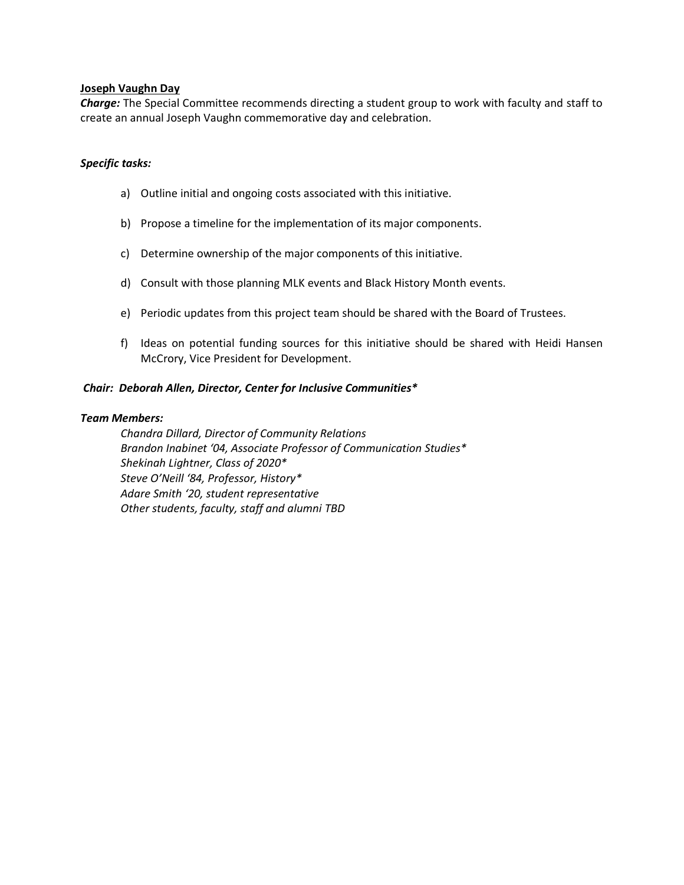**Joseph Vaughn Day**

***Charge:*** The Special Committee recommends directing a student group to work with faculty and staff to create an annual Joseph Vaughn commemorative day and celebration.

***Specific tasks:***

a) Outline initial and ongoing costs associated with this initiative.

b) Propose a timeline for the implementation of its major components.

c) Determine ownership of the major components of this initiative.

d) Consult with those planning MLK events and Black History Month events.

e) Periodic updates from this project team should be shared with the Board of Trustees.

f) Ideas on potential funding sources for this initiative should be shared with Heidi Hansen McCrory, Vice President for Development.

***Chair: Deborah Allen, Director, Center for Inclusive Communities****

***Team Members:***

*Chandra Dillard, Director of Community Relations*
*Brandon Inabinet '04, Associate Professor of Communication Studies**
*Shekinah Lightner, Class of 2020**
*Steve O'Neill '84, Professor, History**
*Adare Smith '20, student representative*
*Other students, faculty, staff and alumni TBD*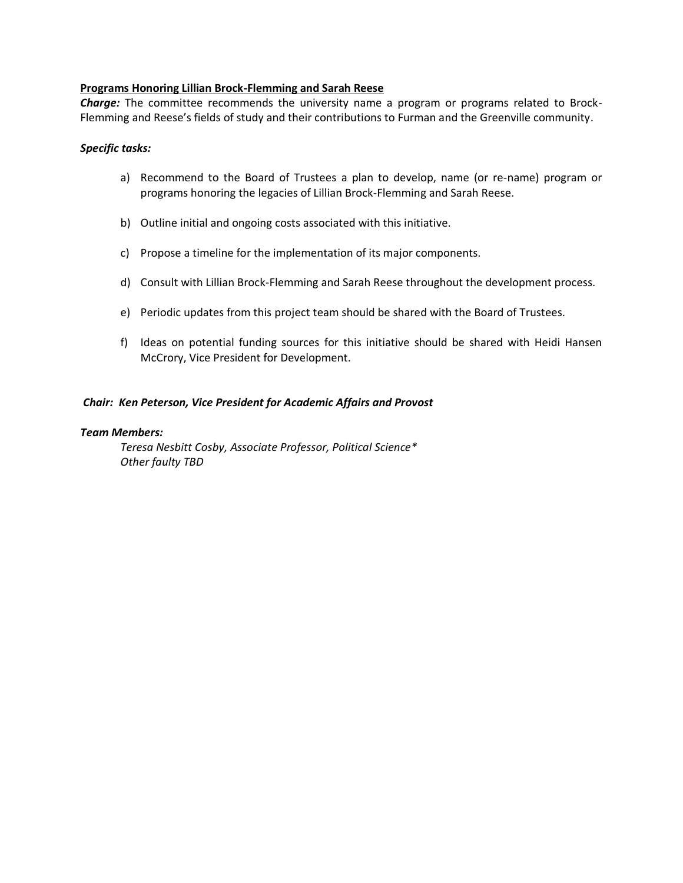**Programs Honoring Lillian Brock-Flemming and Sarah Reese**

***Charge:*** The committee recommends the university name a program or programs related to Brock-Flemming and Reese's fields of study and their contributions to Furman and the Greenville community.

***Specific tasks:***

a) Recommend to the Board of Trustees a plan to develop, name (or re-name) program or programs honoring the legacies of Lillian Brock-Flemming and Sarah Reese.

b) Outline initial and ongoing costs associated with this initiative.

c) Propose a timeline for the implementation of its major components.

d) Consult with Lillian Brock-Flemming and Sarah Reese throughout the development process.

e) Periodic updates from this project team should be shared with the Board of Trustees.

f) Ideas on potential funding sources for this initiative should be shared with Heidi Hansen McCrory, Vice President for Development.

***Chair: Ken Peterson, Vice President for Academic Affairs and Provost***

***Team Members:***

*Teresa Nesbitt Cosby, Associate Professor, Political Science**
*Other faulty TBD*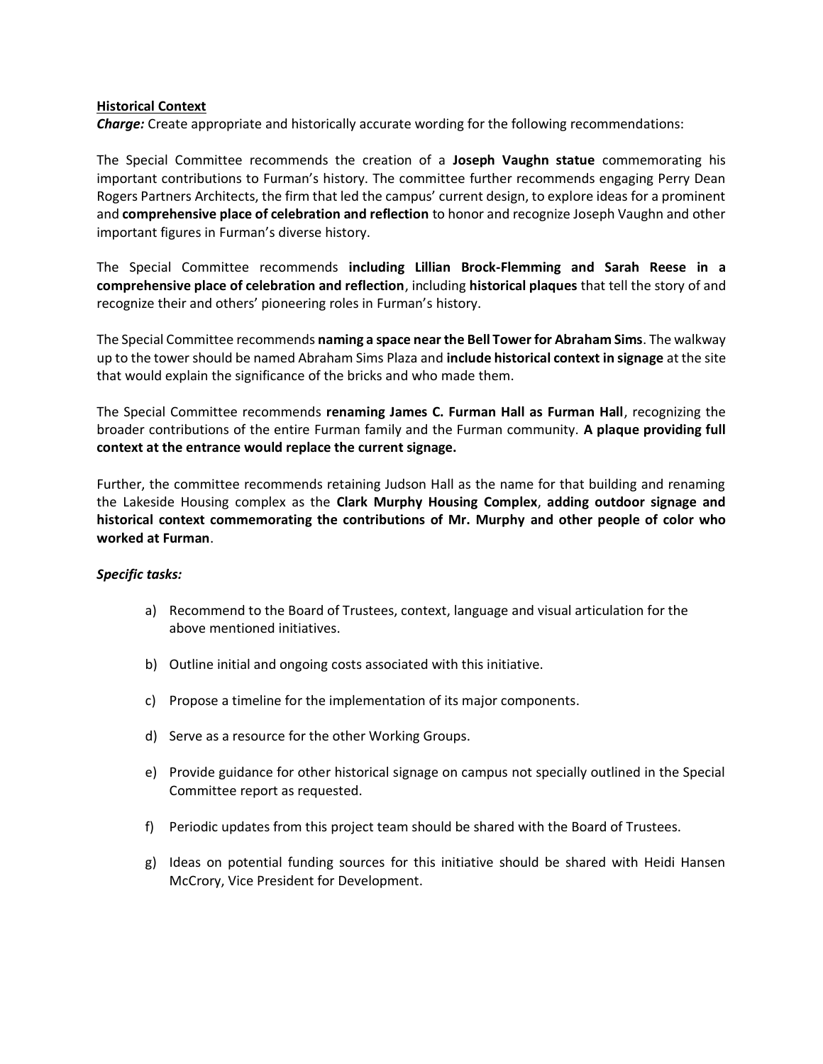**Historical Context**

***Charge:*** Create appropriate and historically accurate wording for the following recommendations:

The Special Committee recommends the creation of a **Joseph Vaughn statue** commemorating his important contributions to Furman's history. The committee further recommends engaging Perry Dean Rogers Partners Architects, the firm that led the campus' current design, to explore ideas for a prominent and **comprehensive place of celebration and reflection** to honor and recognize Joseph Vaughn and other important figures in Furman's diverse history.

The Special Committee recommends **including Lillian Brock-Flemming and Sarah Reese in a comprehensive place of celebration and reflection**, including **historical plaques** that tell the story of and recognize their and others' pioneering roles in Furman's history.

The Special Committee recommends **naming a space near the Bell Tower for Abraham Sims**. The walkway up to the tower should be named Abraham Sims Plaza and **include historical context in signage** at the site that would explain the significance of the bricks and who made them.

The Special Committee recommends **renaming James C. Furman Hall as Furman Hall**, recognizing the broader contributions of the entire Furman family and the Furman community. **A plaque providing full context at the entrance would replace the current signage.**

Further, the committee recommends retaining Judson Hall as the name for that building and renaming the Lakeside Housing complex as the **Clark Murphy Housing Complex**, **adding outdoor signage and historical context commemorating the contributions of Mr. Murphy and other people of color who worked at Furman**.

***Specific tasks:***

a) Recommend to the Board of Trustees, context, language and visual articulation for the above mentioned initiatives.

b) Outline initial and ongoing costs associated with this initiative.

c) Propose a timeline for the implementation of its major components.

d) Serve as a resource for the other Working Groups.

e) Provide guidance for other historical signage on campus not specially outlined in the Special Committee report as requested.

f) Periodic updates from this project team should be shared with the Board of Trustees.

g) Ideas on potential funding sources for this initiative should be shared with Heidi Hansen McCrory, Vice President for Development.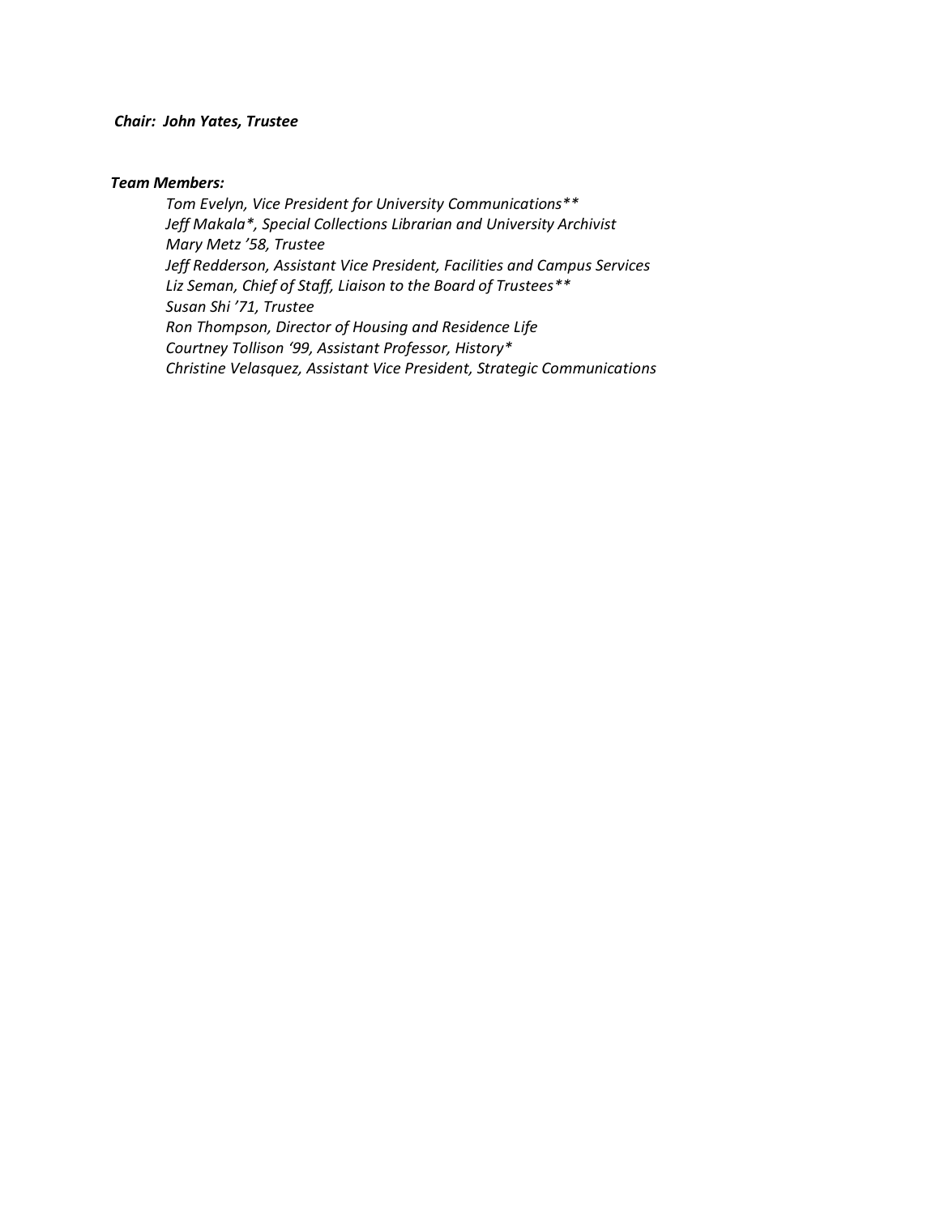***Chair: John Yates, Trustee***

***Team Members:***

*Tom Evelyn, Vice President for University Communications**\
*Jeff Makala*, Special Collections Librarian and University Archivist*\
*Mary Metz '58, Trustee*\
*Jeff Redderson, Assistant Vice President, Facilities and Campus Services*\
*Liz Seman, Chief of Staff, Liaison to the Board of Trustees**\
*Susan Shi '71, Trustee*\
*Ron Thompson, Director of Housing and Residence Life*\
*Courtney Tollison '99, Assistant Professor, History**\
*Christine Velasquez, Assistant Vice President, Strategic Communications*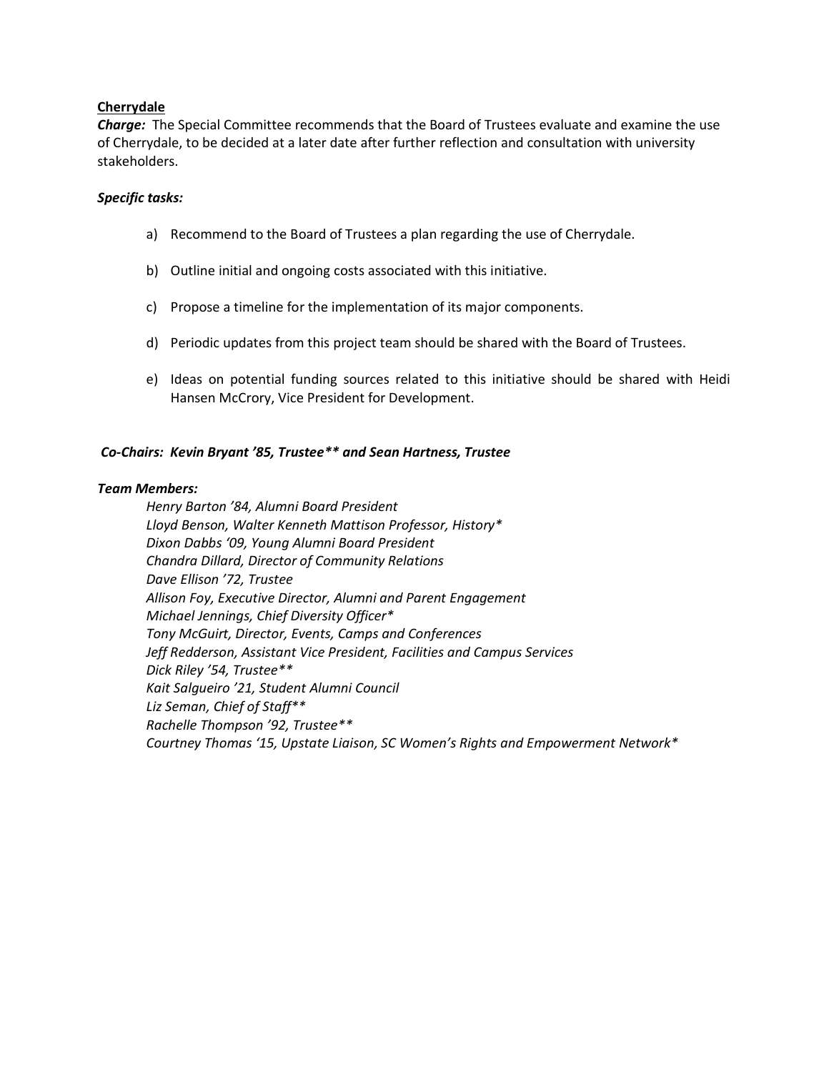**<u>Cherrydale</u>**

***Charge:*** The Special Committee recommends that the Board of Trustees evaluate and examine the use of Cherrydale, to be decided at a later date after further reflection and consultation with university stakeholders.

***Specific tasks:***

a) Recommend to the Board of Trustees a plan regarding the use of Cherrydale.

b) Outline initial and ongoing costs associated with this initiative.

c) Propose a timeline for the implementation of its major components.

d) Periodic updates from this project team should be shared with the Board of Trustees.

e) Ideas on potential funding sources related to this initiative should be shared with Heidi Hansen McCrory, Vice President for Development.

***Co-Chairs: Kevin Bryant '85, Trustee** and Sean Hartness, Trustee***

***Team Members:***

*Henry Barton '84, Alumni Board President*
*Lloyd Benson, Walter Kenneth Mattison Professor, History**
*Dixon Dabbs '09, Young Alumni Board President*
*Chandra Dillard, Director of Community Relations*
*Dave Ellison '72, Trustee*
*Allison Foy, Executive Director, Alumni and Parent Engagement*
*Michael Jennings, Chief Diversity Officer**
*Tony McGuirt, Director, Events, Camps and Conferences*
*Jeff Redderson, Assistant Vice President, Facilities and Campus Services*
*Dick Riley '54, Trustee***
*Kait Salgueiro '21, Student Alumni Council*
*Liz Seman, Chief of Staff***
*Rachelle Thompson '92, Trustee***
*Courtney Thomas '15, Upstate Liaison, SC Women's Rights and Empowerment Network**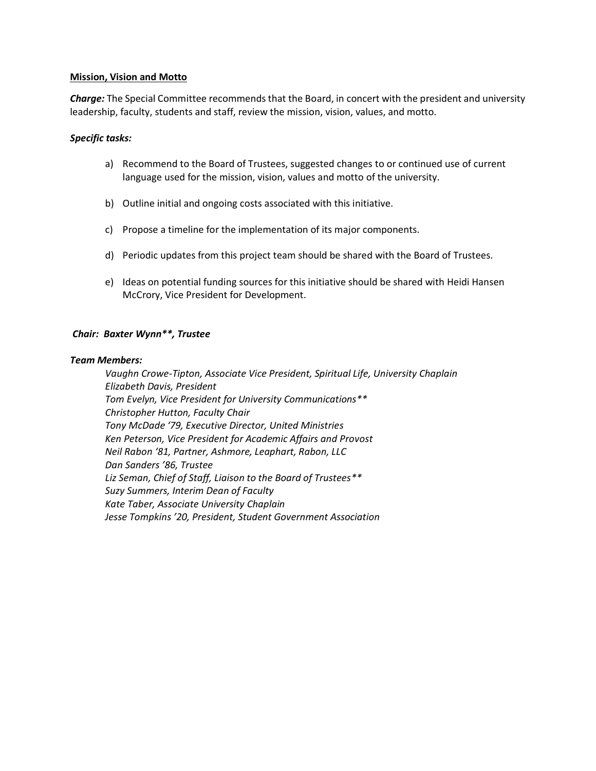**Mission, Vision and Motto**

***Charge:*** The Special Committee recommends that the Board, in concert with the president and university leadership, faculty, students and staff, review the mission, vision, values, and motto.

***Specific tasks:***

a) Recommend to the Board of Trustees, suggested changes to or continued use of current language used for the mission, vision, values and motto of the university.

b) Outline initial and ongoing costs associated with this initiative.

c) Propose a timeline for the implementation of its major components.

d) Periodic updates from this project team should be shared with the Board of Trustees.

e) Ideas on potential funding sources for this initiative should be shared with Heidi Hansen McCrory, Vice President for Development.

***Chair: Baxter Wynn**, Trustee***

***Team Members:***

*Vaughn Crowe-Tipton, Associate Vice President, Spiritual Life, University Chaplain*
*Elizabeth Davis, President*
*Tom Evelyn, Vice President for University Communications***
*Christopher Hutton, Faculty Chair*
*Tony McDade '79, Executive Director, United Ministries*
*Ken Peterson, Vice President for Academic Affairs and Provost*
*Neil Rabon '81, Partner, Ashmore, Leaphart, Rabon, LLC*
*Dan Sanders '86, Trustee*
*Liz Seman, Chief of Staff, Liaison to the Board of Trustees***
*Suzy Summers, Interim Dean of Faculty*
*Kate Taber, Associate University Chaplain*
*Jesse Tompkins '20, President, Student Government Association*